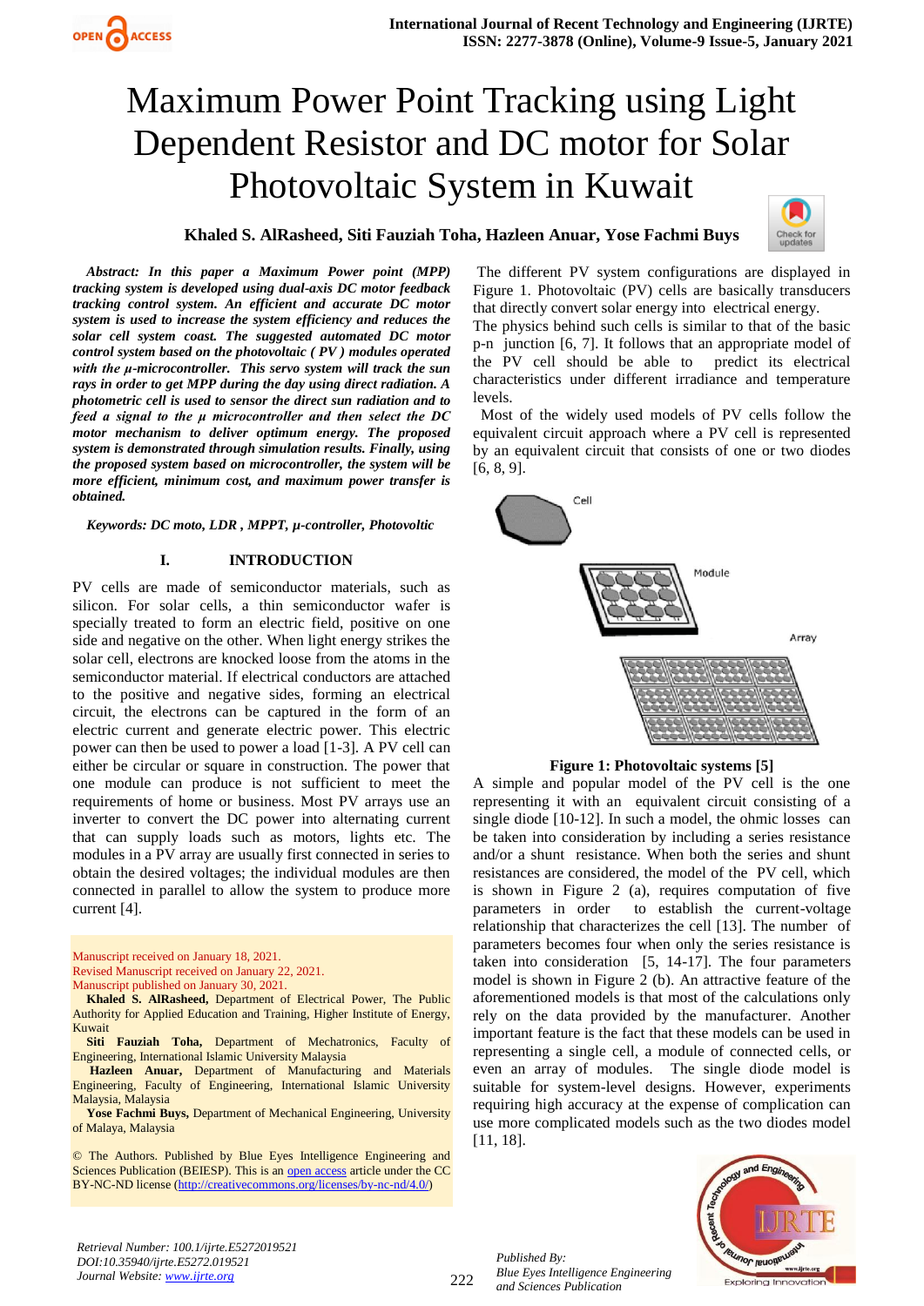# Maximum Power Point Tracking using Light Dependent Resistor and DC motor for Solar Photovoltaic System in Kuwait

**Khaled S. AlRasheed, Siti Fauziah Toha, Hazleen Anuar, Yose Fachmi Buys**

***Abstract: In this paper a Maximum Power point (MPP) tracking system is developed using dual-axis DC motor feedback tracking control system. An efficient and accurate DC motor system is used to increase the system efficiency and reduces the solar cell system coast. The suggested automated DC motor control system based on the photovoltaic ( PV ) modules operated with the µ-microcontroller. This servo system will track the sun rays in order to get MPP during the day using direct radiation. A photometric cell is used to sensor the direct sun radiation and to feed a signal to the µ microcontroller and then select the DC motor mechanism to deliver optimum energy. The proposed system is demonstrated through simulation results. Finally, using the proposed system based on microcontroller, the system will be more efficient, minimum cost, and maximum power transfer is obtained.***

***Keywords: DC moto, LDR , MPPT, µ-controller, Photovoltic***

## I. INTRODUCTION

PV cells are made of semiconductor materials, such as silicon. For solar cells, a thin semiconductor wafer is specially treated to form an electric field, positive on one side and negative on the other. When light energy strikes the solar cell, electrons are knocked loose from the atoms in the semiconductor material. If electrical conductors are attached to the positive and negative sides, forming an electrical circuit, the electrons can be captured in the form of an electric current and generate electric power. This electric power can then be used to power a load [1-3]. A PV cell can either be circular or square in construction. The power that one module can produce is not sufficient to meet the requirements of home or business. Most PV arrays use an inverter to convert the DC power into alternating current that can supply loads such as motors, lights etc. The modules in a PV array are usually first connected in series to obtain the desired voltages; the individual modules are then connected in parallel to allow the system to produce more current [4].

Manuscript received on January 18, 2021.
Revised Manuscript received on January 22, 2021.
Manuscript published on January 30, 2021.

**Khaled S. AlRasheed,** Department of Electrical Power, The Public Authority for Applied Education and Training, Higher Institute of Energy, Kuwait

**Siti Fauziah Toha,** Department of Mechatronics, Faculty of Engineering, International Islamic University Malaysia

**Hazleen Anuar,** Department of Manufacturing and Materials Engineering, Faculty of Engineering, International Islamic University Malaysia, Malaysia

**Yose Fachmi Buys,** Department of Mechanical Engineering, University of Malaya, Malaysia

© The Authors. Published by Blue Eyes Intelligence Engineering and Sciences Publication (BEIESP). This is an open access article under the CC BY-NC-ND license (http://creativecommons.org/licenses/by-nc-nd/4.0/)

The different PV system configurations are displayed in Figure 1. Photovoltaic (PV) cells are basically transducers that directly convert solar energy into electrical energy. The physics behind such cells is similar to that of the basic p-n junction [6, 7]. It follows that an appropriate model of the PV cell should be able to predict its electrical characteristics under different irradiance and temperature levels.

Most of the widely used models of PV cells follow the equivalent circuit approach where a PV cell is represented by an equivalent circuit that consists of one or two diodes [6, 8, 9].

Cell

Module

Array

**Figure 1: Photovoltaic systems [5]**

A simple and popular model of the PV cell is the one representing it with an equivalent circuit consisting of a single diode [10-12]. In such a model, the ohmic losses can be taken into consideration by including a series resistance and/or a shunt resistance. When both the series and shunt resistances are considered, the model of the PV cell, which is shown in Figure 2 (a), requires computation of five parameters in order to establish the current-voltage relationship that characterizes the cell [13]. The number of parameters becomes four when only the series resistance is taken into consideration [5, 14-17]. The four parameters model is shown in Figure 2 (b). An attractive feature of the aforementioned models is that most of the calculations only rely on the data provided by the manufacturer. Another important feature is the fact that these models can be used in representing a single cell, a module of connected cells, or even an array of modules. The single diode model is suitable for system-level designs. However, experiments requiring high accuracy at the expense of complication can use more complicated models such as the two diodes model [11, 18].

Retrieval Number: 100.1/ijrte.E5272019521
DOI:10.35940/ijrte.E5272.019521
Journal Website: www.ijrte.org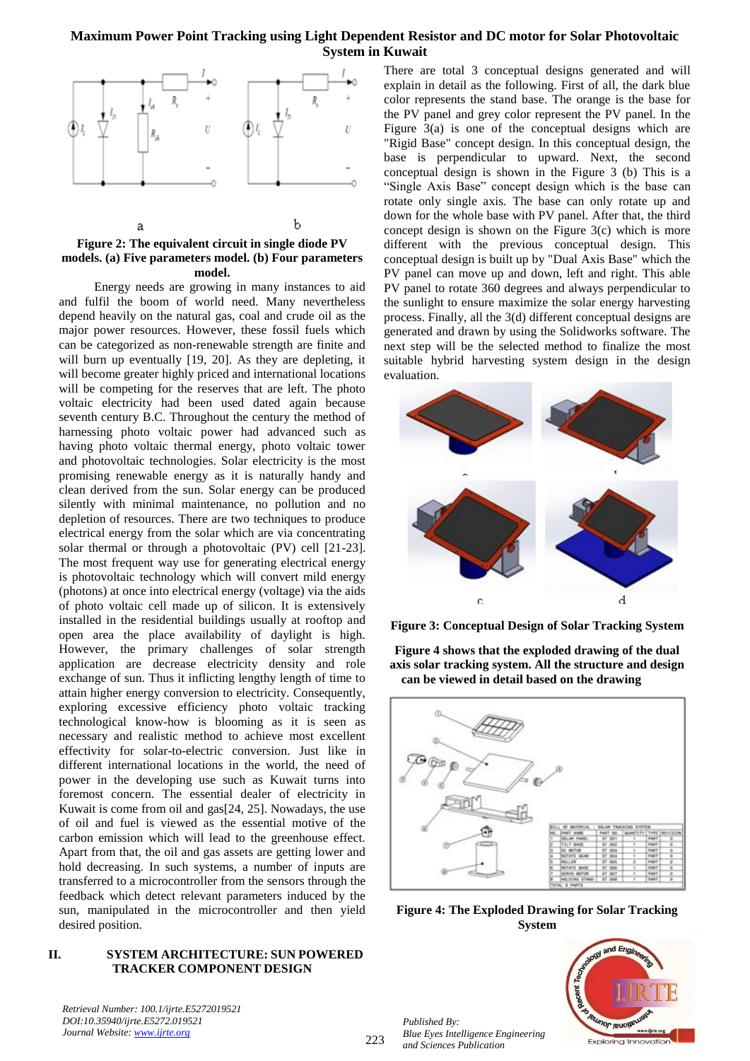Figure 2: The equivalent circuit in single diode PV models. (a) Five parameters model. (b) Four parameters model.

Energy needs are growing in many instances to aid and fulfil the boom of world need. Many nevertheless depend heavily on the natural gas, coal and crude oil as the major power resources. However, these fossil fuels which can be categorized as non-renewable strength are finite and will burn up eventually [19, 20]. As they are depleting, it will become greater highly priced and international locations will be competing for the reserves that are left. The photo voltaic electricity had been used dated again because seventh century B.C. Throughout the century the method of harnessing photo voltaic power had advanced such as having photo voltaic thermal energy, photo voltaic tower and photovoltaic technologies. Solar electricity is the most promising renewable energy as it is naturally handy and clean derived from the sun. Solar energy can be produced silently with minimal maintenance, no pollution and no depletion of resources. There are two techniques to produce electrical energy from the solar which are via concentrating solar thermal or through a photovoltaic (PV) cell [21-23]. The most frequent way use for generating electrical energy is photovoltaic technology which will convert mild energy (photons) at once into electrical energy (voltage) via the aids of photo voltaic cell made up of silicon. It is extensively installed in the residential buildings usually at rooftop and open area the place availability of daylight is high. However, the primary challenges of solar strength application are decrease electricity density and role exchange of sun. Thus it inflicting lengthy of time to attain higher energy conversion to electricity. Consequently, exploring excessive efficiency photo voltaic tracking technological know-how is blooming as it is seen as necessary and realistic method to achieve most excellent effectivity for solar-to-electric conversion. Just like in different international locations in the world, the need of power in the developing use such as Kuwait turns into foremost concern. The essential dealer of electricity in Kuwait is come from oil and gas[24, 25]. Nowadays, the use of oil and fuel is viewed as the essential motive of the carbon emission which will lead to the greenhouse effect. Apart from that, the oil and gas assets are getting lower and hold decreasing. In such systems, a number of inputs are transferred to a microcontroller from the sensors through the feedback which detect relevant parameters induced by the sun, manipulated in the microcontroller and then yield desired position.

## II. SYSTEM ARCHITECTURE: SUN POWERED TRACKER COMPONENT DESIGN

There are total 3 conceptual designs generated and will explain in detail as the following. First of all, the dark blue color represents the stand base. The orange is the base for the PV panel and grey color represent the PV panel. In the Figure 3(a) is one of the conceptual designs which are "Rigid Base" concept design. In this conceptual design, the base is perpendicular to upward. Next, the second conceptual design is shown in the Figure 3 (b) This is a "Single Axis Base" concept design which is the base can rotate only single axis. The base can only rotate up and down for the whole base with PV panel. After that, the third concept design is shown on the Figure 3(c) which is more different with the previous conceptual design. This conceptual design is built up by "Dual Axis Base" which the PV panel can move up and down, left and right. This able PV panel to rotate 360 degrees and always perpendicular to the sunlight to ensure maximize the solar energy harvesting process. Finally, all the 3(d) different conceptual designs are generated and drawn by using the Solidworks software. The next step will be the selected method to finalize the most suitable hybrid harvesting system design in the design evaluation.

Figure 3: Conceptual Design of Solar Tracking System

**Figure 4 shows that the exploded drawing of the dual axis solar tracking system. All the structure and design can be viewed in detail based on the drawing**

Figure 4: The Exploded Drawing for Solar Tracking System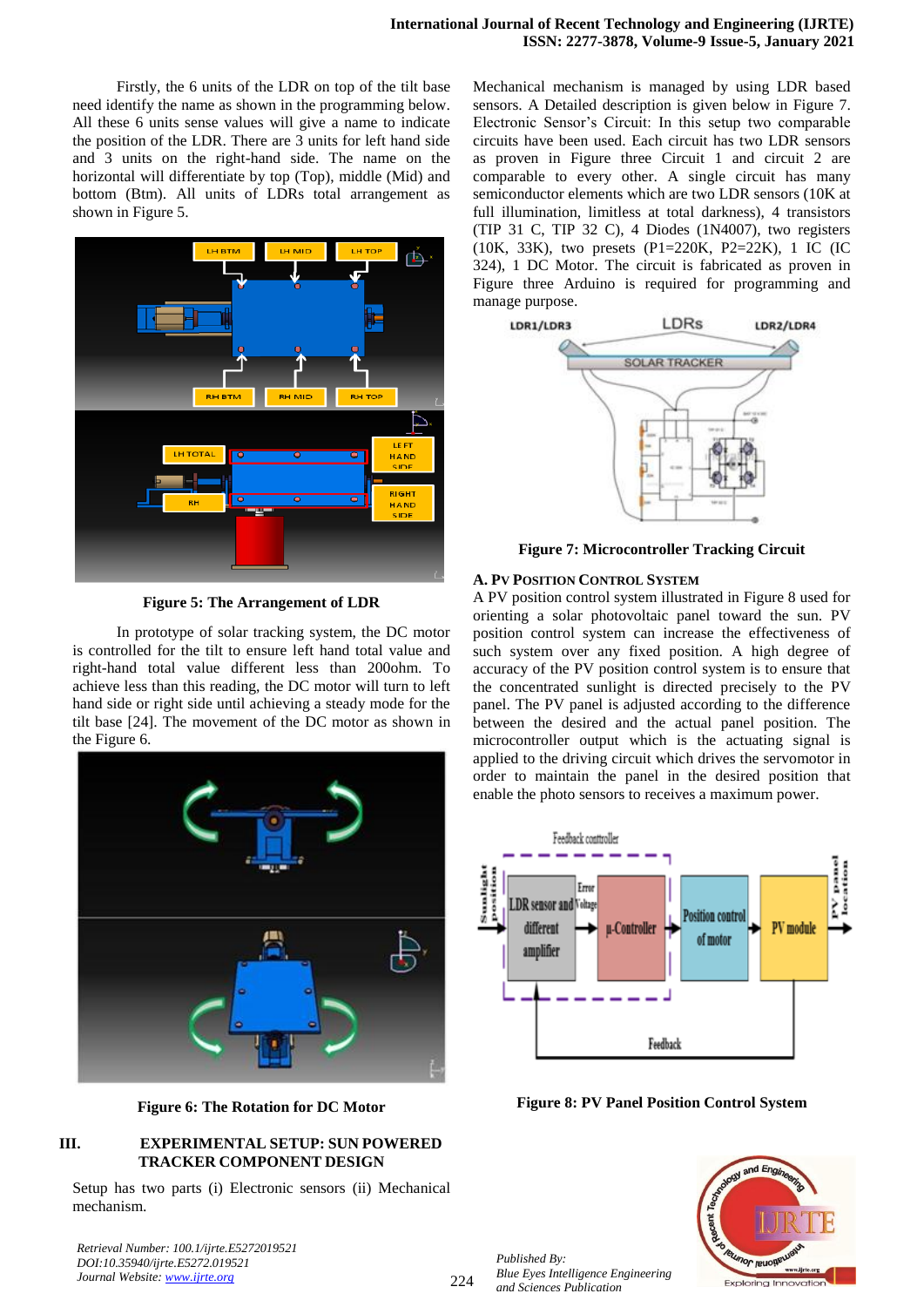Firstly, the 6 units of the LDR on top of the tilt base need identify the name as shown in the programming below. All these 6 units sense values will give a name to indicate the position of the LDR. There are 3 units for left hand side and 3 units on the right-hand side. The name on the horizontal will differentiate by top (Top), middle (Mid) and bottom (Btm). All units of LDRs total arrangement as shown in Figure 5.

**Figure 5: The Arrangement of LDR**

In prototype of solar tracking system, the DC motor is controlled for the tilt to ensure left hand total value and right-hand total value different less than 200ohm. To achieve less than this reading, the DC motor will turn to left hand side or right side until achieving a steady mode for the tilt base [24]. The movement of the DC motor as shown in the Figure 6.

**Figure 6: The Rotation for DC Motor**

## III. EXPERIMENTAL SETUP: SUN POWERED TRACKER COMPONENT DESIGN

Setup has two parts (i) Electronic sensors (ii) Mechanical mechanism.

Mechanical mechanism is managed by using LDR based sensors. A Detailed description is given below in Figure 7. Electronic Sensor's Circuit: In this setup two comparable circuits have been used. Each circuit has two LDR sensors as proven in Figure three Circuit 1 and circuit 2 are comparable to every other. A single circuit has many semiconductor elements which are two LDR sensors (10K at full illumination, limitless at total darkness), 4 transistors (TIP 31 C, TIP 32 C), 4 Diodes (1N4007), two registers (10K, 33K), two presets (P1=220K, P2=22K), 1 IC (IC 324), 1 DC Motor. The circuit is fabricated as proven in Figure three Arduino is required for programming and manage purpose.

**Figure 7: Microcontroller Tracking Circuit**

### A. PV Position Control System

A PV position control system illustrated in Figure 8 used for orienting a solar photovoltaic panel toward the sun. PV position control system can increase the effectiveness of such system over any fixed position. A high degree of accuracy of the PV position control system is to ensure that the concentrated sunlight is directed precisely to the PV panel. The PV panel is adjusted according to the difference between the desired and the actual panel position. The microcontroller output which is the actuating signal is applied to the driving circuit which drives the servomotor in order to maintain the panel in the desired position that enable the photo sensors to receives a maximum power.

**Figure 8: PV Panel Position Control System**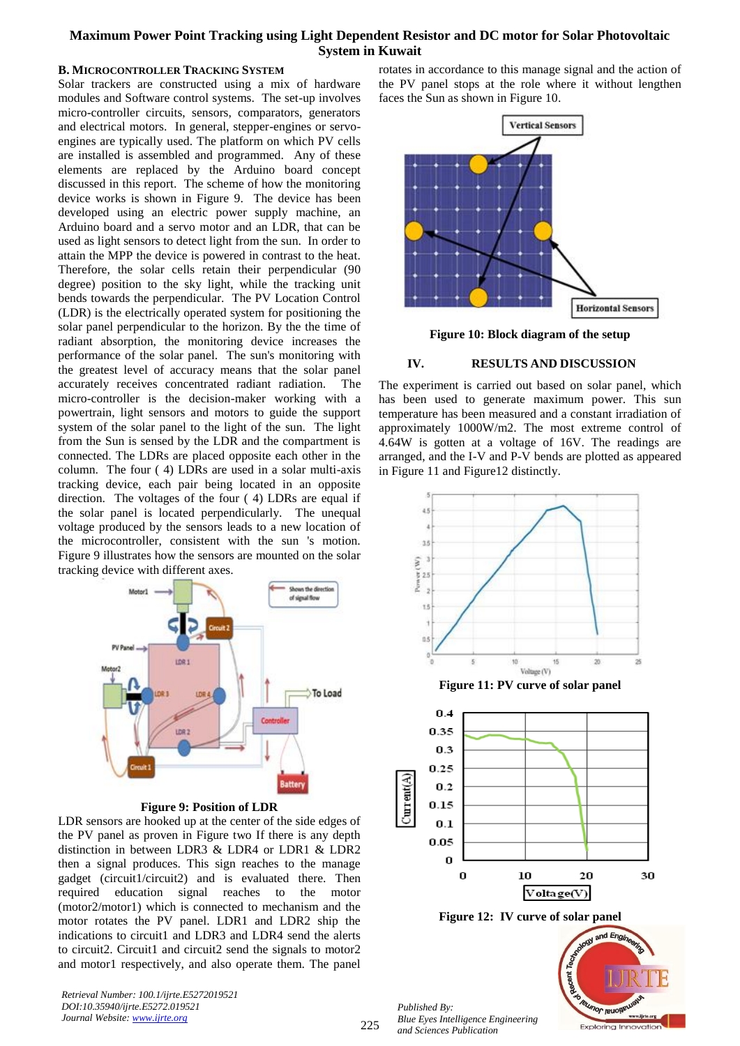### B. Microcontroller Tracking System

Solar trackers are constructed using a mix of hardware modules and Software control systems. The set-up involves micro-controller circuits, sensors, comparators, generators and electrical motors. In general, stepper-engines or servo-engines are typically used. The platform on which PV cells are installed is assembled and programmed. Any of these elements are replaced by the Arduino board concept discussed in this report. The scheme of how the monitoring device works is shown in Figure 9. The device has been developed using an electric power supply machine, an Arduino board and a servo motor and an LDR, that can be used as light sensors to detect light from the sun. In order to attain the MPP the device is powered in contrast to the heat. Therefore, the solar cells retain their perpendicular (90 degree) position to the sky light, while the tracking unit bends towards the perpendicular. The PV Location Control (LDR) is the electrically operated system for positioning the solar panel perpendicular to the horizon. By the time of radiant absorption, the monitoring device increases the performance of the solar panel. The sun's monitoring with the greatest level of accuracy means that the solar panel accurately receives concentrated radiant radiation. The micro-controller is the decision-maker working with a powertrain, light sensors and motors to guide the support system of the solar panel to the light of the sun. The light from the Sun is sensed by the LDR and the compartment is connected. The LDRs are placed opposite each other in the column. The four ( 4) LDRs are used in a solar multi-axis tracking device, each pair being located in an opposite direction. The voltages of the four ( 4) LDRs are equal if the solar panel is located perpendicularly. The unequal voltage produced by the sensors leads to a new location of the microcontroller, consistent with the sun 's motion. Figure 9 illustrates how the sensors are mounted on the solar tracking device with different axes.

**Figure 9: Position of LDR**

LDR sensors are hooked up at the center of the side edges of the PV panel as proven in Figure two If there is any depth distinction in between LDR3 & LDR4 or LDR1 & LDR2 then a signal produces. This sign reaches to the manage gadget (circuit1/circuit2) and is evaluated there. Then required education signal reaches to the motor (motor2/motor1) which is connected to mechanism and the motor rotates the PV panel. LDR1 and LDR2 ship the indications to circuit1 and LDR3 and LDR4 send the alerts to circuit2. Circuit1 and circuit2 send the signals to motor2 and motor1 respectively, and also operate them. The panel rotates in accordance to this manage signal and the action of the PV panel stops at the role where it without lengthen faces the Sun as shown in Figure 10.

**Figure 10: Block diagram of the setup**

## IV. RESULTS AND DISCUSSION

The experiment is carried out based on solar panel, which has been used to generate maximum power. This sun temperature has been measured and a constant irradiation of approximately 1000W/m2. The most extreme control of 4.64W is gotten at a voltage of 16V. The readings are arranged, and the I-V and P-V bends are plotted as appeared in Figure 11 and Figure12 distinctly.

**Figure 11: PV curve of solar panel**

**Figure 12: IV curve of solar panel**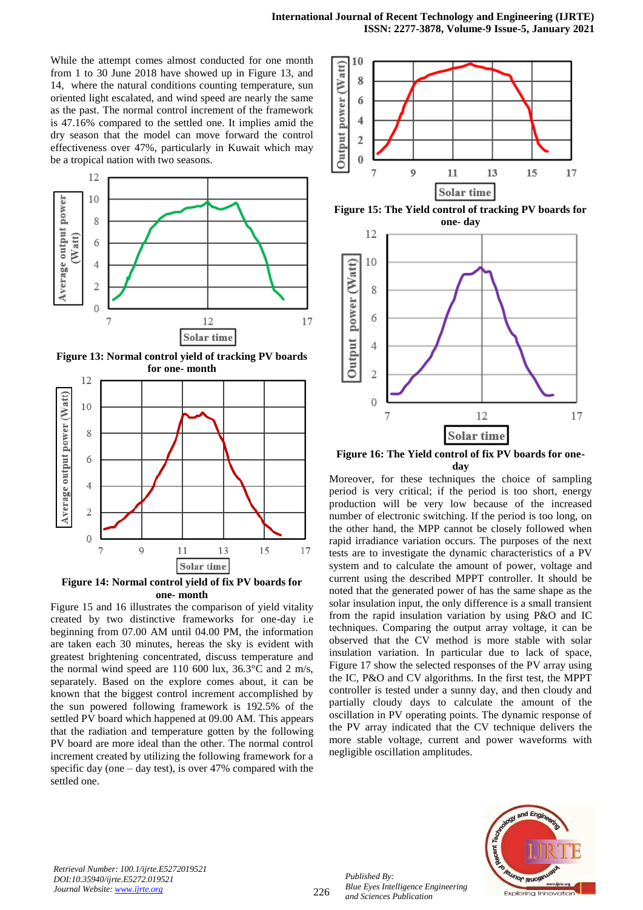While the attempt comes almost conducted for one month from 1 to 30 June 2018 have showed up in Figure 13, and 14, where the natural conditions counting temperature, sun oriented light escalated, and wind speed are nearly the same as the past. The normal control increment of the framework is 47.16% compared to the settled one. It implies amid the dry season that the model can move forward the control effectiveness over 47%, particularly in Kuwait which may be a tropical nation with two seasons.

**Figure 13: Normal control yield of tracking PV boards for one- month**

**Figure 14: Normal control yield of fix PV boards for one- month**

Figure 15 and 16 illustrates the comparison of yield vitality created by two distinctive frameworks for one-day i.e beginning from 07.00 AM until 04.00 PM, the information are taken each 30 minutes, hereas the sky is evident with greatest brightening concentrated, discuss temperature and the normal wind speed are 110 600 lux, 36.3°C and 2 m/s, separately. Based on the explore comes about, it can be known that the biggest control increment accomplished by the sun powered following framework is 192.5% of the settled PV board which happened at 09.00 AM. This appears that the radiation and temperature gotten by the following PV board are more ideal than the other. The normal control increment created by utilizing the following framework for a specific day (one – day test), is over 47% compared with the settled one.

**Figure 15: The Yield control of tracking PV boards for one- day**

**Figure 16: The Yield control of fix PV boards for one-day**

Moreover, for these techniques the choice of sampling period is very critical; if the period is too short, energy production will be very low because of the increased number of electronic switching. If the period is too long, on the other hand, the MPP cannot be closely followed when rapid irradiance variation occurs. The purposes of the next tests are to investigate the dynamic characteristics of a PV system and to calculate the amount of power, voltage and current using the described MPPT controller. It should be noted that the generated power of has the same shape as the solar insulation input, the only difference is a small transient from the rapid insulation variation by using P&O and IC techniques. Comparing the output array voltage, it can be observed that the CV method is more stable with solar insulation variation. In particular due to lack of space, Figure 17 show the selected responses of the PV array using the IC, P&O and CV algorithms. In the first test, the MPPT controller is tested under a sunny day, and then cloudy and partially cloudy days to calculate the amount of the oscillation in PV operating points. The dynamic response of the PV array indicated that the CV technique delivers the more stable voltage, current and power waveforms with negligible oscillation amplitudes.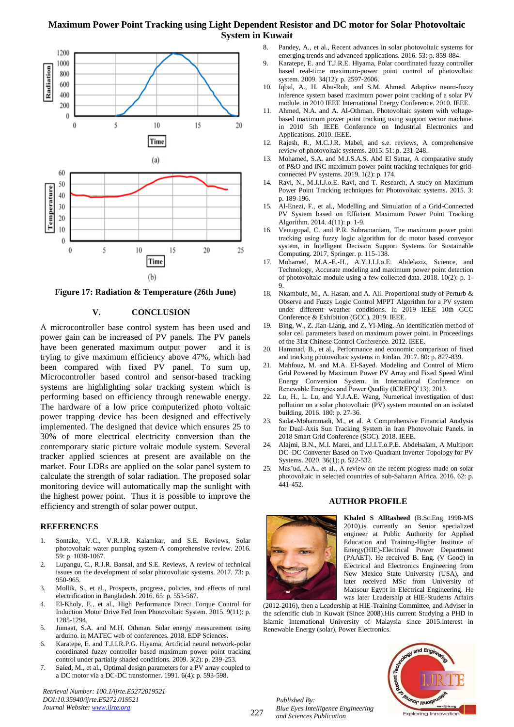Figure 17: Radiation & Temperature (26th June)

## V. CONCLUSION

A microcontroller base control system has been used and power gain can be increased of PV panels. The PV panels have been generated maximum output power and it is trying to give maximum efficiency above 47%, which had been compared with fixed PV panel. To sum up, Microcontroller based control and sensor-based tracking systems are highlighting solar tracking system which is performing based on efficiency through renewable energy. The hardware of a low price computerized photo voltaic power trapping device has been designed and effectively implemented. The designed that device which ensures 25 to 30% of more electrical electricity conversion than the contemporary static picture voltaic module system. Several tracker applied sciences at present are available on the market. Four LDRs are applied on the solar panel system to calculate the strength of solar radiation. The proposed solar monitoring device will automatically map the sunlight with the highest power point. Thus it is possible to improve the efficiency and strength of solar power output.

## REFERENCES

1. Sontake, V.C., V.R.J.R. Kalamkar, and S.E. Reviews, Solar photovoltaic water pumping system-A comprehensive review. 2016. 59: p. 1038-1067.
2. Lupangu, C., R.J.R. Bansal, and S.E. Reviews, A review of technical issues on the development of solar photovoltaic systems. 2017. 73: p. 950-965.
3. Mollik, S., et al., Prospects, progress, policies, and effects of rural electrification in Bangladesh. 2016. 65: p. 553-567.
4. El-Kholy, E., et al., High Performance Direct Torque Control for Induction Motor Drive Fed from Photovoltaic System. 2015. 9(11): p. 1285-1294.
5. Jumaat, S.A. and M.H. Othman. Solar energy measurement using arduino. in MATEC web of conferences. 2018. EDP Sciences.
6. Karatepe, E. and T.J.I.R.P.G. Hiyama, Artificial neural network-polar coordinated fuzzy controller based maximum power point tracking control under partially shaded conditions. 2009. 3(2): p. 239-253.
7. Saied, M., et al., Optimal design parameters for a PV array coupled to a DC motor via a DC-DC transformer. 1991. 6(4): p. 593-598.
8. Pandey, A., et al., Recent advances in solar photovoltaic systems for emerging trends and advanced applications. 2016. 53: p. 859-884.
9. Karatepe, E. and T.J.R.E. Hiyama, Polar coordinated fuzzy controller based real-time maximum-power point control of photovoltaic system. 2009. 34(12): p. 2597-2606.
10. Iqbal, A., H. Abu-Rub, and S.M. Ahmed. Adaptive neuro-fuzzy inference system based maximum power point tracking of a solar PV module. in 2010 IEEE International Energy Conference. 2010. IEEE.
11. Ahmed, N.A. and A. Al-Othman. Photovoltaic system with voltage-based maximum power point tracking using support vector machine. in 2010 5th IEEE Conference on Industrial Electronics and Applications. 2010. IEEE.
12. Rajesh, R., M.C.J.R. Mabel, and s.e. reviews, A comprehensive review of photovoltaic systems. 2015. 51: p. 231-248.
13. Mohamed, S.A. and M.J.S.A.S. Abd El Sattar, A comparative study of P&O and INC maximum power point tracking techniques for grid-connected PV systems. 2019. 1(2): p. 174.
14. Ravi, N., M.J.I.J.o.E. Ravi, and T. Research, A study on Maximum Power Point Tracking techniques for Photovoltaic systems. 2015. 3: p. 189-196.
15. Al-Enezi, F., et al., Modelling and Simulation of a Grid-Connected PV System based on Efficient Maximum Power Point Tracking Algorithm. 2014. 4(11): p. 1-9.
16. Venugopal, C. and P.R. Subramaniam, The maximum power point tracking using fuzzy logic algorithm for dc motor based conveyor system, in Intelligent Decision Support Systems for Sustainable Computing. 2017, Springer. p. 115-138.
17. Mohamed, M.A.-E.-H., A.Y.J.I.J.o.E. Abdelaziz, Science, and Technology, Accurate modeling and maximum power point detection of photovoltaic module using a few collected data. 2018. 10(2): p. 1-9.
18. Nkambule, M., A. Hasan, and A. Ali. Proportional study of Perturb & Observe and Fuzzy Logic Control MPPT Algorithm for a PV system under different weather conditions. in 2019 IEEE 10th GCC Conference & Exhibition (GCC). 2019. IEEE.
19. Bing, W., Z. Jian-Liang, and Z. Yi-Ming. An identification method of solar cell parameters based on maximum power point. in Proceedings of the 31st Chinese Control Conference. 2012. IEEE.
20. Hammad, B., et al., Performance and economic comparison of fixed and tracking photovoltaic systems in Jordan. 2017. 80: p. 827-839.
21. Mahfouz, M. and M.A. El-Sayed. Modeling and Control of Micro Grid Powered by Maximum Power PV Array and Fixed Speed Wind Energy Conversion System. in International Conference on Renewable Energies and Power Quality (ICREPQ'13). 2013.
22. Lu, H., L. Lu, and Y.J.A.E. Wang, Numerical investigation of dust pollution on a solar photovoltaic (PV) system mounted on an isolated building. 2016. 180: p. 27-36.
23. Sadat-Mohammadi, M., et al. A Comprehensive Financial Analysis for Dual-Axis Sun Tracking System in Iran Photovoltaic Panels. in 2018 Smart Grid Conference (SGC). 2018. IEEE.
24. Alajmi, B.N., M.I. Marei, and I.J.I.T.o.P.E. Abdelsalam, A Multiport DC–DC Converter Based on Two-Quadrant Inverter Topology for PV Systems. 2020. 36(1): p. 522-532.
25. Mas'ud, A.A., et al., A review on the recent progress made on solar photovoltaic in selected countries of sub-Saharan Africa. 2016. 62: p. 441-452.

## AUTHOR PROFILE

**Khaled S AlRasheed** (B.Sc.Eng 1998-MS 2010),is currently an Senior specialized engineer at Public Authority for Applied Education and Training-Higher Institute of Energy(HIE)-Electrical Power Department (PAAET). He received B. Eng. (V Good) in Electrical and Electronics Engineering from New Mexico State University (USA), and later received MSc from University of Mansour Egypt in Electrical Engineering. He was later Leadership at HIE-Students Affairs (2012-2016), then a Leadership at HIE-Training Committee, and Adviser in the scientific club in Kuwait (Since 2008).His current Studying a PHD in Islamic International University of Malaysia since 2015.Interest in Renewable Energy (solar), Power Electronics.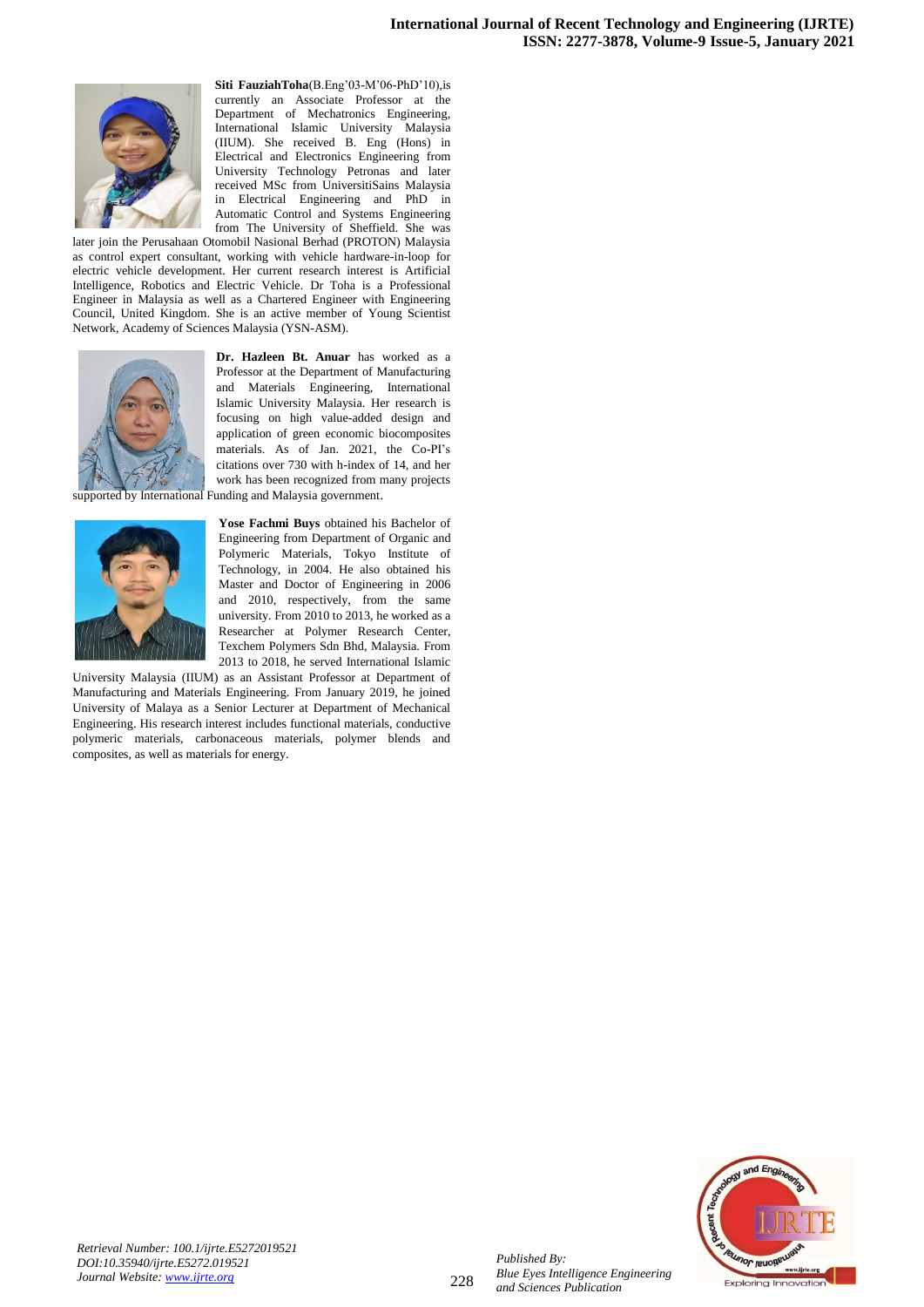**Siti FauziahToha**(B.Eng'03-M'06-PhD'10),is currently an Associate Professor at the Department of Mechatronics Engineering, International Islamic University Malaysia (IIUM). She received B. Eng (Hons) in Electrical and Electronics Engineering from University Technology Petronas and later received MSc from UniversitiSains Malaysia in Electrical Engineering and PhD in Automatic Control and Systems Engineering from The University of Sheffield. She was later join the Perusahaan Otomobil Nasional Berhad (PROTON) Malaysia as control expert consultant, working with vehicle hardware-in-loop for electric vehicle development. Her current research interest is Artificial Intelligence, Robotics and Electric Vehicle. Dr Toha is a Professional Engineer in Malaysia as well as a Chartered Engineer with Engineering Council, United Kingdom. She is an active member of Young Scientist Network, Academy of Sciences Malaysia (YSN-ASM).

**Dr. Hazleen Bt. Anuar** has worked as a Professor at the Department of Manufacturing and Materials Engineering, International Islamic University Malaysia. Her research is focusing on high value-added design and application of green economic biocomposites materials. As of Jan. 2021, the Co-PI's citations over 730 with h-index of 14, and her work has been recognized from many projects supported by International Funding and Malaysia government.

**Yose Fachmi Buys** obtained his Bachelor of Engineering from Department of Organic and Polymeric Materials, Tokyo Institute of Technology, in 2004. He also obtained his Master and Doctor of Engineering in 2006 and 2010, respectively, from the same university. From 2010 to 2013, he worked as a Researcher at Polymer Research Center, Texchem Polymers Sdn Bhd, Malaysia. From 2013 to 2018, he served International Islamic University Malaysia (IIUM) as an Assistant Professor at Department of Manufacturing and Materials Engineering. From January 2019, he joined University of Malaya as a Senior Lecturer at Department of Mechanical Engineering. His research interest includes functional materials, conductive polymeric materials, carbonaceous materials, polymer blends and composites, as well as materials for energy.